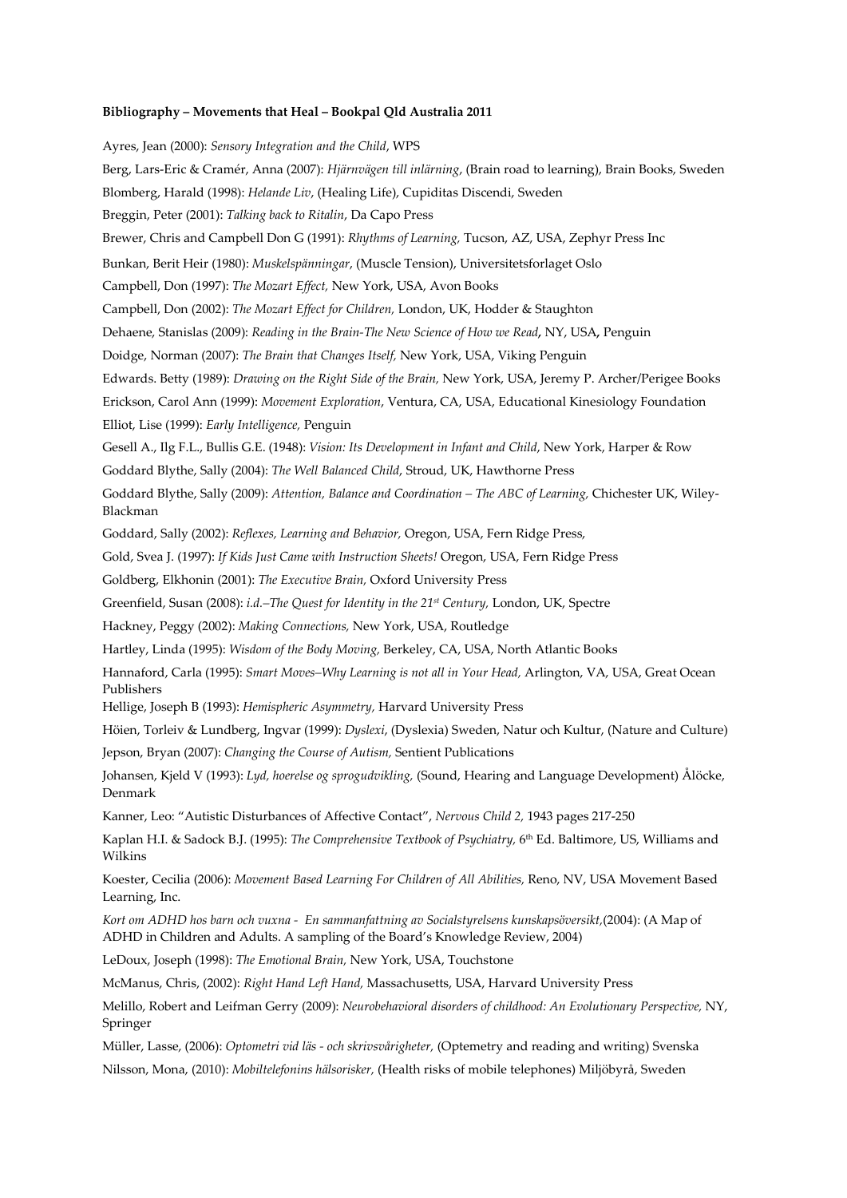**Bibliography – Movements that Heal – Bookpal Qld Australia 2011**

Ayres, Jean (2000): *Sensory Integration and the Child*, WPS

Berg, Lars-Eric & Cramér, Anna (2007): *Hjärnvägen till inlärning*, (Brain road to learning), Brain Books, Sweden

Blomberg, Harald (1998): *Helande Liv*, (Healing Life), Cupiditas Discendi, Sweden

Breggin, Peter (2001): *Talking back to Ritalin*, Da Capo Press

Brewer, Chris and Campbell Don G (1991): *Rhythms of Learning,* Tucson, AZ, USA, Zephyr Press Inc

Bunkan, Berit Heir (1980): *Muskelspänningar*, (Muscle Tension), Universitetsforlaget Oslo

Campbell, Don (1997): *The Mozart Effect,* New York, USA, Avon Books

Campbell, Don (2002): *The Mozart Effect for Children,* London, UK, Hodder & Staughton

Dehaene, Stanislas (2009): *Reading in the Brain-The New Science of How we Read***,** NY, USA**,** Penguin

Doidge, Norman (2007): *The Brain that Changes Itself,* New York, USA, Viking Penguin

Edwards. Betty (1989): *Drawing on the Right Side of the Brain,* New York, USA, Jeremy P. Archer/Perigee Books

Erickson, Carol Ann (1999): *Movement Exploration*, Ventura, CA, USA, Educational Kinesiology Foundation

Elliot, Lise (1999): *Early Intelligence,* Penguin

Gesell A., Ilg F.L., Bullis G.E. (1948): *Vision: Its Development in Infant and Child*, New York, Harper & Row

Goddard Blythe, Sally (2004): *The Well Balanced Child,* Stroud, UK, Hawthorne Press

Goddard Blythe, Sally (2009): *Attention, Balance and Coordination – The ABC of Learning,* Chichester UK, Wiley-Blackman

Goddard, Sally (2002): *Reflexes, Learning and Behavior,* Oregon, USA, Fern Ridge Press,

Gold, Svea J. (1997): *If Kids Just Came with Instruction Sheets!* Oregon, USA, Fern Ridge Press

Goldberg, Elkhonin (2001): *The Executive Brain,* Oxford University Press

Greenfield, Susan (2008): *i.d.–The Quest for Identity in the 21st Century,* London, UK, Spectre

Hackney, Peggy (2002): *Making Connections,* New York, USA, Routledge

Hartley, Linda (1995): *Wisdom of the Body Moving,* Berkeley, CA, USA, North Atlantic Books

Hannaford, Carla (1995): *Smart Moves–Why Learning is not all in Your Head,* Arlington, VA, USA, Great Ocean Publishers

Hellige, Joseph B (1993): *Hemispheric Asymmetry,* Harvard University Press

Höien, Torleiv & Lundberg, Ingvar (1999): *Dyslexi*, (Dyslexia) Sweden, Natur och Kultur, (Nature and Culture)

Jepson, Bryan (2007): *Changing the Course of Autism,* Sentient Publications

Johansen, Kjeld V (1993): *Lyd, hoerelse og sprogudvikling,* (Sound, Hearing and Language Development) Ålöcke, Denmark

Kanner, Leo: "Autistic Disturbances of Affective Contact", *Nervous Child 2,* 1943 pages 217-250

Kaplan H.I. & Sadock B.J. (1995): *The Comprehensive Textbook of Psychiatry,* 6th Ed. Baltimore, US, Williams and Wilkins

Koester, Cecilia (2006): *Movement Based Learning For Children of All Abilities,* Reno, NV, USA Movement Based Learning, Inc.

*Kort om ADHD hos barn och vuxna - En sammanfattning av Socialstyrelsens kunskapsöversikt,*(2004): (A Map of ADHD in Children and Adults. A sampling of the Board's Knowledge Review, 2004)

LeDoux, Joseph (1998): *The Emotional Brain,* New York, USA, Touchstone

McManus, Chris, (2002): *Right Hand Left Hand,* Massachusetts, USA, Harvard University Press

Melillo, Robert and Leifman Gerry (2009): *Neurobehavioral disorders of childhood: An Evolutionary Perspective,* NY, Springer

Müller, Lasse, (2006): *Optometri vid läs - och skrivsvårigheter,* (Optemetry and reading and writing) Svenska

Nilsson, Mona, (2010): *Mobiltelefonins hälsorisker,* (Health risks of mobile telephones) Miljöbyrå, Sweden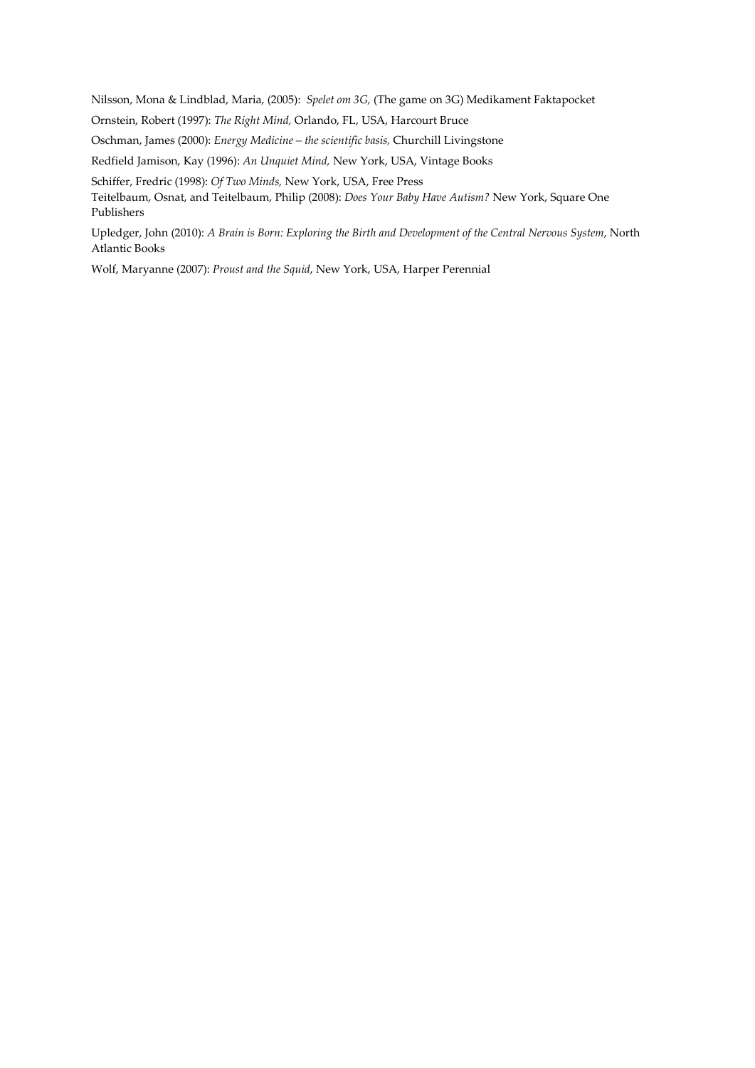Nilsson, Mona & Lindblad, Maria, (2005): *Spelet om 3G,* (The game on 3G) Medikament Faktapocket

Ornstein, Robert (1997): *The Right Mind,* Orlando, FL, USA, Harcourt Bruce

Oschman, James (2000): *Energy Medicine – the scientific basis,* Churchill Livingstone

Redfield Jamison, Kay (1996): *An Unquiet Mind,* New York, USA, Vintage Books

Schiffer, Fredric (1998): *Of Two Minds,* New York, USA, Free Press

Teitelbaum, Osnat, and Teitelbaum, Philip (2008): *Does Your Baby Have Autism?* New York, Square One Publishers

Upledger, John (2010): *A Brain is Born: Exploring the Birth and Development of the Central Nervous System*, North Atlantic Books

Wolf, Maryanne (2007): *Proust and the Squid*, New York, USA, Harper Perennial